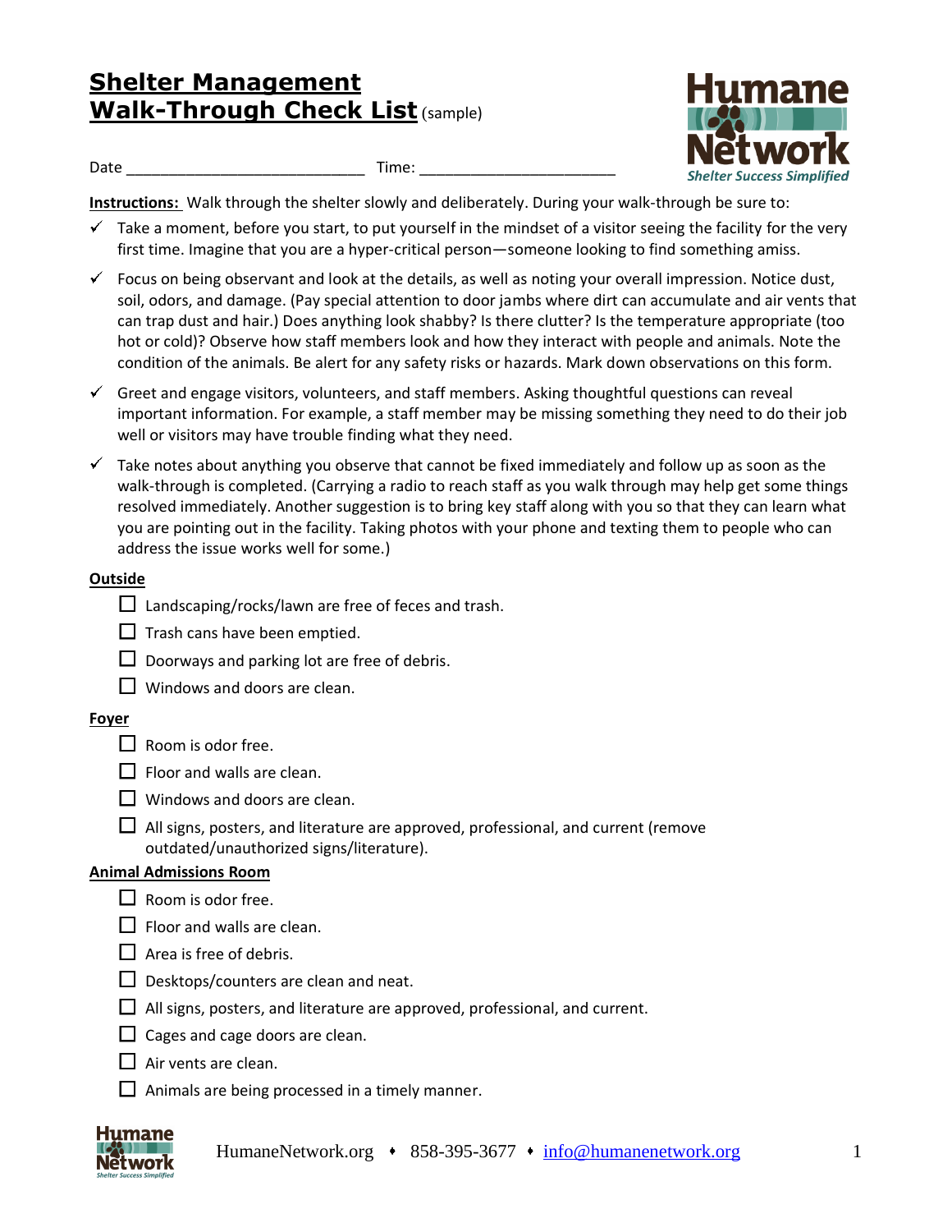# Shelter Management Walk-Through Check List (sample)

Date ___________________________ Time: ______________________

**Instructions:** Walk through the shelter slowly and deliberately. During your walk-through be sure to:

- ✓ Take a moment, before you start, to put yourself in the mindset of a visitor seeing the facility for the very first time. Imagine that you are a hyper-critical person—someone looking to find something amiss.
- ✓ Focus on being observant and look at the details, as well as noting your overall impression. Notice dust, soil, odors, and damage. (Pay special attention to door jambs where dirt can accumulate and air vents that can trap dust and hair.) Does anything look shabby? Is there clutter? Is the temperature appropriate (too hot or cold)? Observe how staff members look and how they interact with people and animals. Note the condition of the animals. Be alert for any safety risks or hazards. Mark down observations on this form.
- ✓ Greet and engage visitors, volunteers, and staff members. Asking thoughtful questions can reveal important information. For example, a staff member may be missing something they need to do their job well or visitors may have trouble finding what they need.
- ✓ Take notes about anything you observe that cannot be fixed immediately and follow up as soon as the walk-through is completed. (Carrying a radio to reach staff as you walk through may help get some things resolved immediately. Another suggestion is to bring key staff along with you so that they can learn what you are pointing out in the facility. Taking photos with your phone and texting them to people who can address the issue works well for some.)

## Outside

- ☐ Landscaping/rocks/lawn are free of feces and trash.
- ☐ Trash cans have been emptied.
- ☐ Doorways and parking lot are free of debris.
- ☐ Windows and doors are clean.

## Foyer

- ☐ Room is odor free.
- ☐ Floor and walls are clean.
- ☐ Windows and doors are clean.
- ☐ All signs, posters, and literature are approved, professional, and current (remove outdated/unauthorized signs/literature).

## Animal Admissions Room

- ☐ Room is odor free.
- ☐ Floor and walls are clean.
- ☐ Area is free of debris.
- ☐ Desktops/counters are clean and neat.
- ☐ All signs, posters, and literature are approved, professional, and current.
- ☐ Cages and cage doors are clean.
- ☐ Air vents are clean.
- ☐ Animals are being processed in a timely manner.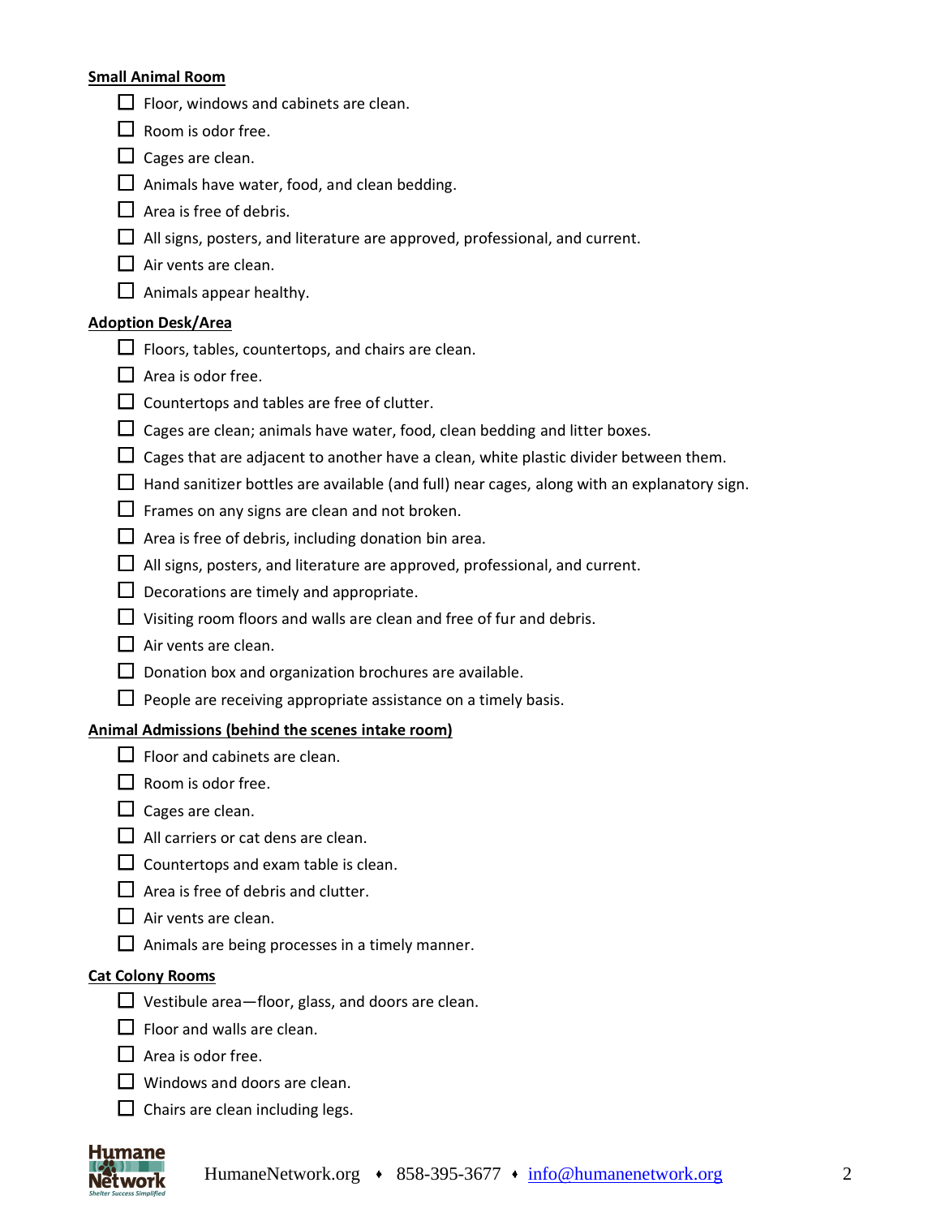**Small Animal Room**

- ☐ Floor, windows and cabinets are clean.
- ☐ Room is odor free.
- ☐ Cages are clean.
- ☐ Animals have water, food, and clean bedding.
- ☐ Area is free of debris.
- ☐ All signs, posters, and literature are approved, professional, and current.
- ☐ Air vents are clean.
- ☐ Animals appear healthy.

**Adoption Desk/Area**

- ☐ Floors, tables, countertops, and chairs are clean.
- ☐ Area is odor free.
- ☐ Countertops and tables are free of clutter.
- ☐ Cages are clean; animals have water, food, clean bedding and litter boxes.
- ☐ Cages that are adjacent to another have a clean, white plastic divider between them.
- ☐ Hand sanitizer bottles are available (and full) near cages, along with an explanatory sign.
- ☐ Frames on any signs are clean and not broken.
- ☐ Area is free of debris, including donation bin area.
- ☐ All signs, posters, and literature are approved, professional, and current.
- ☐ Decorations are timely and appropriate.
- ☐ Visiting room floors and walls are clean and free of fur and debris.
- ☐ Air vents are clean.
- ☐ Donation box and organization brochures are available.
- ☐ People are receiving appropriate assistance on a timely basis.

**Animal Admissions (behind the scenes intake room)**

- ☐ Floor and cabinets are clean.
- ☐ Room is odor free.
- ☐ Cages are clean.
- ☐ All carriers or cat dens are clean.
- ☐ Countertops and exam table is clean.
- ☐ Area is free of debris and clutter.
- ☐ Air vents are clean.
- ☐ Animals are being processes in a timely manner.

**Cat Colony Rooms**

- ☐ Vestibule area—floor, glass, and doors are clean.
- ☐ Floor and walls are clean.
- ☐ Area is odor free.
- ☐ Windows and doors are clean.
- ☐ Chairs are clean including legs.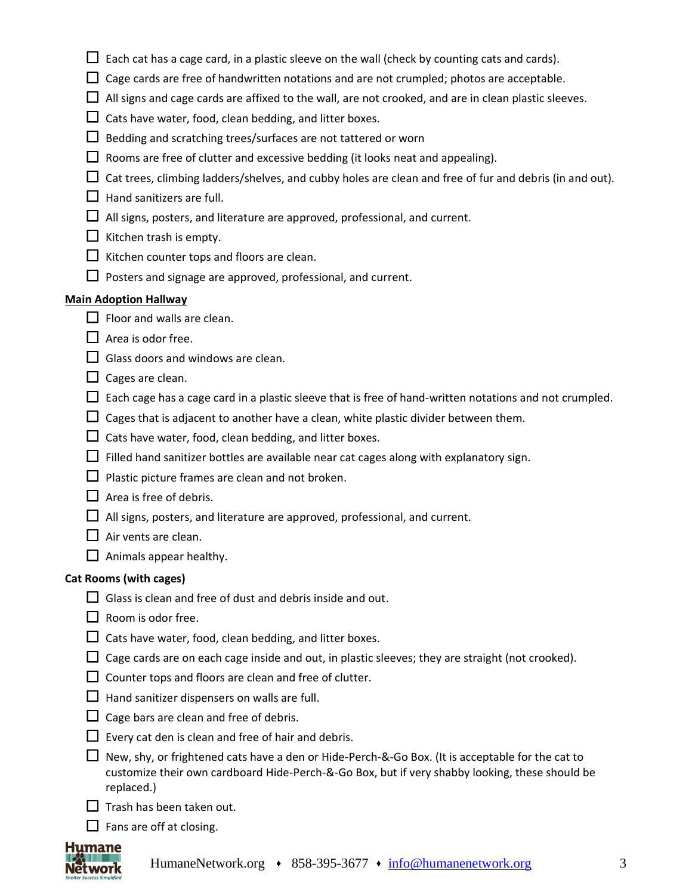- [ ] Each cat has a cage card, in a plastic sleeve on the wall (check by counting cats and cards).
- [ ] Cage cards are free of handwritten notations and are not crumpled; photos are acceptable.
- [ ] All signs and cage cards are affixed to the wall, are not crooked, and are in clean plastic sleeves.
- [ ] Cats have water, food, clean bedding, and litter boxes.
- [ ] Bedding and scratching trees/surfaces are not tattered or worn
- [ ] Rooms are free of clutter and excessive bedding (it looks neat and appealing).
- [ ] Cat trees, climbing ladders/shelves, and cubby holes are clean and free of fur and debris (in and out).
- [ ] Hand sanitizers are full.
- [ ] All signs, posters, and literature are approved, professional, and current.
- [ ] Kitchen trash is empty.
- [ ] Kitchen counter tops and floors are clean.
- [ ] Posters and signage are approved, professional, and current.

**Main Adoption Hallway**

- [ ] Floor and walls are clean.
- [ ] Area is odor free.
- [ ] Glass doors and windows are clean.
- [ ] Cages are clean.
- [ ] Each cage has a cage card in a plastic sleeve that is free of hand-written notations and not crumpled.
- [ ] Cages that is adjacent to another have a clean, white plastic divider between them.
- [ ] Cats have water, food, clean bedding, and litter boxes.
- [ ] Filled hand sanitizer bottles are available near cat cages along with explanatory sign.
- [ ] Plastic picture frames are clean and not broken.
- [ ] Area is free of debris.
- [ ] All signs, posters, and literature are approved, professional, and current.
- [ ] Air vents are clean.
- [ ] Animals appear healthy.

**Cat Rooms (with cages)**

- [ ] Glass is clean and free of dust and debris inside and out.
- [ ] Room is odor free.
- [ ] Cats have water, food, clean bedding, and litter boxes.
- [ ] Cage cards are on each cage inside and out, in plastic sleeves; they are straight (not crooked).
- [ ] Counter tops and floors are clean and free of clutter.
- [ ] Hand sanitizer dispensers on walls are full.
- [ ] Cage bars are clean and free of debris.
- [ ] Every cat den is clean and free of hair and debris.
- [ ] New, shy, or frightened cats have a den or Hide-Perch-&-Go Box. (It is acceptable for the cat to customize their own cardboard Hide-Perch-&-Go Box, but if very shabby looking, these should be replaced.)
- [ ] Trash has been taken out.
- [ ] Fans are off at closing.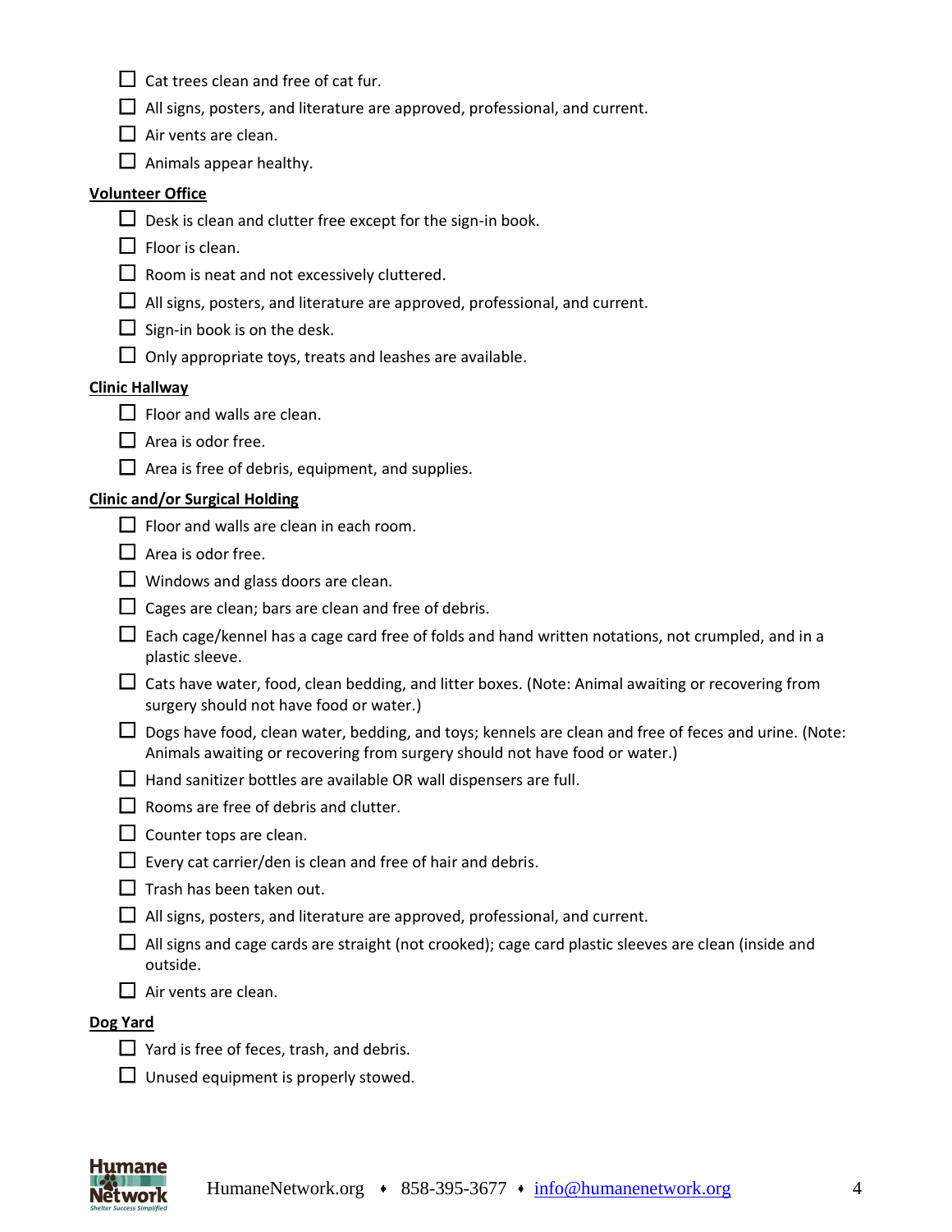- [ ] Cat trees clean and free of cat fur.
- [ ] All signs, posters, and literature are approved, professional, and current.
- [ ] Air vents are clean.
- [ ] Animals appear healthy.

**Volunteer Office**

- [ ] Desk is clean and clutter free except for the sign-in book.
- [ ] Floor is clean.
- [ ] Room is neat and not excessively cluttered.
- [ ] All signs, posters, and literature are approved, professional, and current.
- [ ] Sign-in book is on the desk.
- [ ] Only appropriate toys, treats and leashes are available.

**Clinic Hallway**

- [ ] Floor and walls are clean.
- [ ] Area is odor free.
- [ ] Area is free of debris, equipment, and supplies.

**Clinic and/or Surgical Holding**

- [ ] Floor and walls are clean in each room.
- [ ] Area is odor free.
- [ ] Windows and glass doors are clean.
- [ ] Cages are clean; bars are clean and free of debris.
- [ ] Each cage/kennel has a cage card free of folds and hand written notations, not crumpled, and in a plastic sleeve.
- [ ] Cats have water, food, clean bedding, and litter boxes. (Note: Animal awaiting or recovering from surgery should not have food or water.)
- [ ] Dogs have food, clean water, bedding, and toys; kennels are clean and free of feces and urine. (Note: Animals awaiting or recovering from surgery should not have food or water.)
- [ ] Hand sanitizer bottles are available OR wall dispensers are full.
- [ ] Rooms are free of debris and clutter.
- [ ] Counter tops are clean.
- [ ] Every cat carrier/den is clean and free of hair and debris.
- [ ] Trash has been taken out.
- [ ] All signs, posters, and literature are approved, professional, and current.
- [ ] All signs and cage cards are straight (not crooked); cage card plastic sleeves are clean (inside and outside.
- [ ] Air vents are clean.

**Dog Yard**

- [ ] Yard is free of feces, trash, and debris.
- [ ] Unused equipment is properly stowed.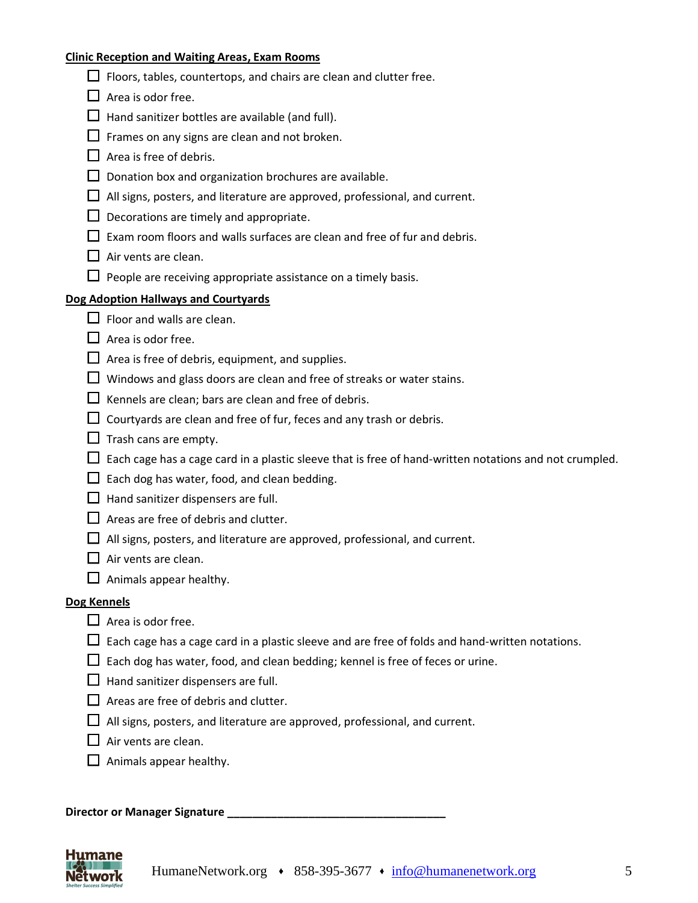**Clinic Reception and Waiting Areas, Exam Rooms**

- ☐ Floors, tables, countertops, and chairs are clean and clutter free.
- ☐ Area is odor free.
- ☐ Hand sanitizer bottles are available (and full).
- ☐ Frames on any signs are clean and not broken.
- ☐ Area is free of debris.
- ☐ Donation box and organization brochures are available.
- ☐ All signs, posters, and literature are approved, professional, and current.
- ☐ Decorations are timely and appropriate.
- ☐ Exam room floors and walls surfaces are clean and free of fur and debris.
- ☐ Air vents are clean.
- ☐ People are receiving appropriate assistance on a timely basis.

**Dog Adoption Hallways and Courtyards**

- ☐ Floor and walls are clean.
- ☐ Area is odor free.
- ☐ Area is free of debris, equipment, and supplies.
- ☐ Windows and glass doors are clean and free of streaks or water stains.
- ☐ Kennels are clean; bars are clean and free of debris.
- ☐ Courtyards are clean and free of fur, feces and any trash or debris.
- ☐ Trash cans are empty.
- ☐ Each cage has a cage card in a plastic sleeve that is free of hand-written notations and not crumpled.
- ☐ Each dog has water, food, and clean bedding.
- ☐ Hand sanitizer dispensers are full.
- ☐ Areas are free of debris and clutter.
- ☐ All signs, posters, and literature are approved, professional, and current.
- ☐ Air vents are clean.
- ☐ Animals appear healthy.

**Dog Kennels**

- ☐ Area is odor free.
- ☐ Each cage has a cage card in a plastic sleeve and are free of folds and hand-written notations.
- ☐ Each dog has water, food, and clean bedding; kennel is free of feces or urine.
- ☐ Hand sanitizer dispensers are full.
- ☐ Areas are free of debris and clutter.
- ☐ All signs, posters, and literature are approved, professional, and current.
- ☐ Air vents are clean.
- ☐ Animals appear healthy.

**Director or Manager Signature** ___________________________________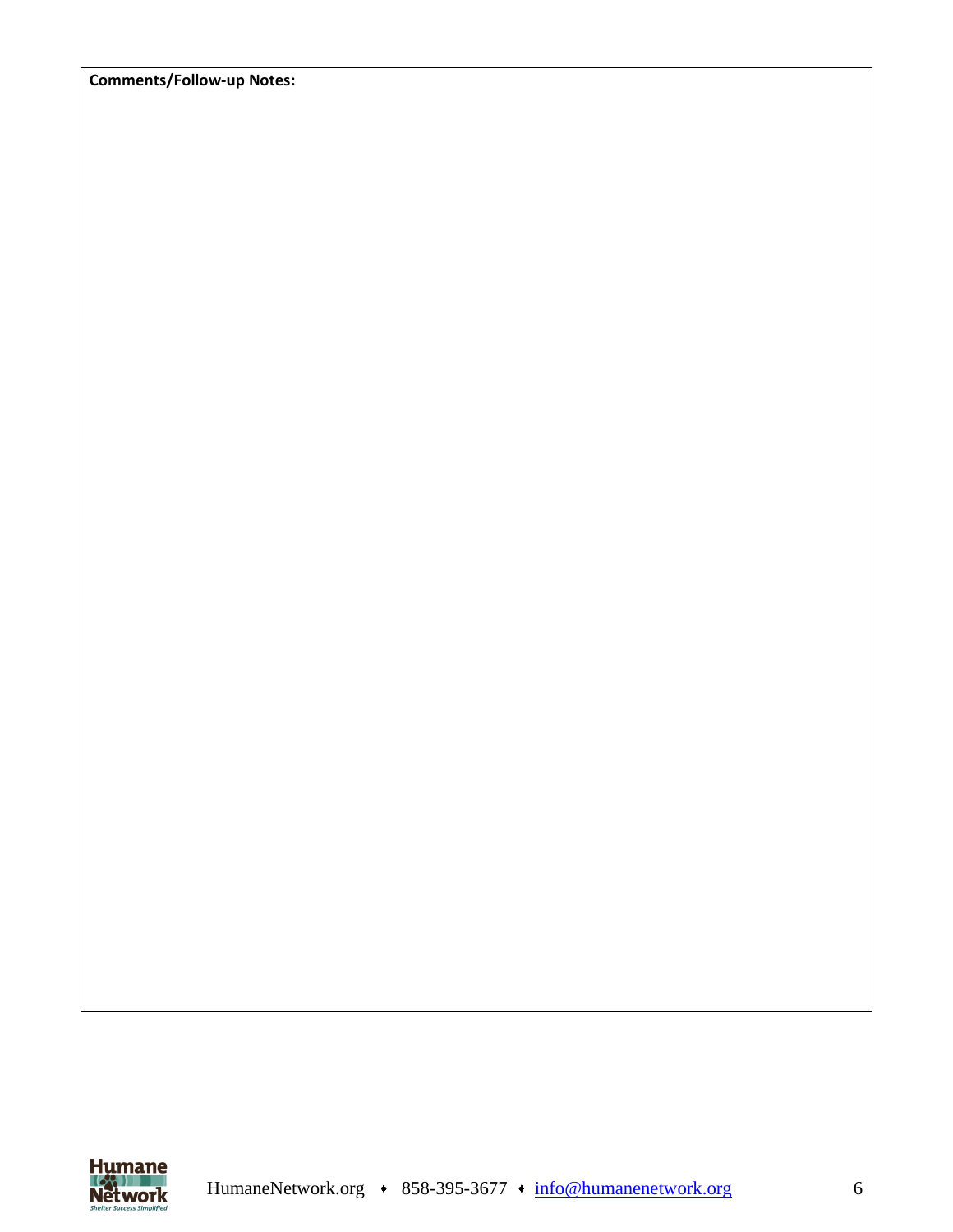**Comments/Follow-up Notes:**